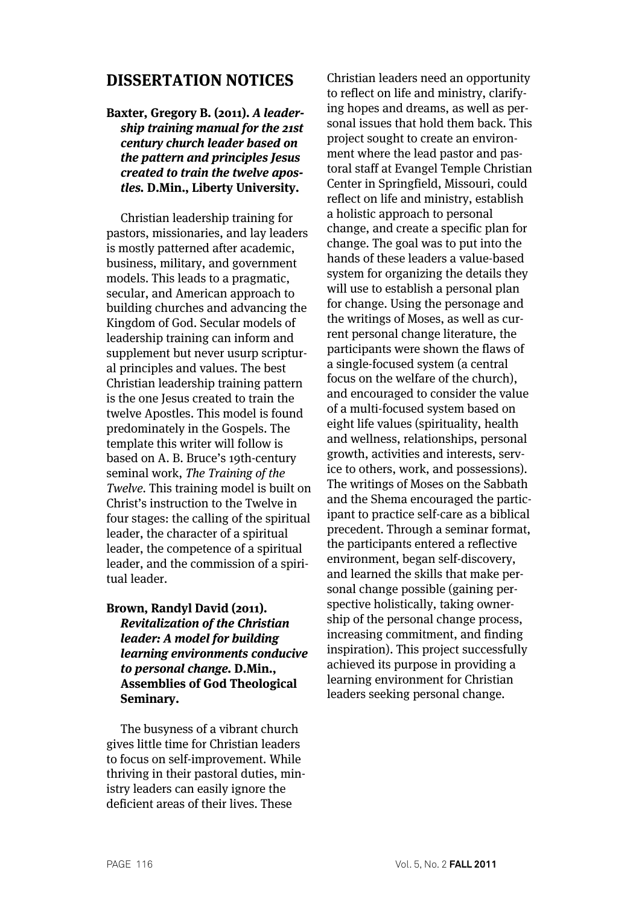## DISSERTATION NOTICES

**Baxter, Gregory B. (2011).** ***A leadership training manual for the 21st century church leader based on the pattern and principles Jesus created to train the twelve apostles.*** **D.Min., Liberty University.**

Christian leadership training for pastors, missionaries, and lay leaders is mostly patterned after academic, business, military, and government models. This leads to a pragmatic, secular, and American approach to building churches and advancing the Kingdom of God. Secular models of leadership training can inform and supplement but never usurp scriptural principles and values. The best Christian leadership training pattern is the one Jesus created to train the twelve Apostles. This model is found predominately in the Gospels. The template this writer will follow is based on A. B. Bruce's 19th-century seminal work, *The Training of the Twelve*. This training model is built on Christ's instruction to the Twelve in four stages: the calling of the spiritual leader, the character of a spiritual leader, the competence of a spiritual leader, and the commission of a spiritual leader.

**Brown, Randyl David (2011).** ***Revitalization of the Christian leader: A model for building learning environments conducive to personal change.*** **D.Min., Assemblies of God Theological Seminary.**

The busyness of a vibrant church gives little time for Christian leaders to focus on self-improvement. While thriving in their pastoral duties, ministry leaders can easily ignore the deficient areas of their lives. These Christian leaders need an opportunity to reflect on life and ministry, clarifying hopes and dreams, as well as personal issues that hold them back. This project sought to create an environment where the lead pastor and pastoral staff at Evangel Temple Christian Center in Springfield, Missouri, could reflect on life and ministry, establish a holistic approach to personal change, and create a specific plan for change. The goal was to put into the hands of these leaders a value-based system for organizing the details they will use to establish a personal plan for change. Using the personage and the writings of Moses, as well as current personal change literature, the participants were shown the flaws of a single-focused system (a central focus on the welfare of the church), and encouraged to consider the value of a multi-focused system based on eight life values (spirituality, health and wellness, relationships, personal growth, activities and interests, service to others, work, and possessions). The writings of Moses on the Sabbath and the Shema encouraged the participant to practice self-care as a biblical precedent. Through a seminar format, the participants entered a reflective environment, began self-discovery, and learned the skills that make personal change possible (gaining perspective holistically, taking ownership of the personal change process, increasing commitment, and finding inspiration). This project successfully achieved its purpose in providing a learning environment for Christian leaders seeking personal change.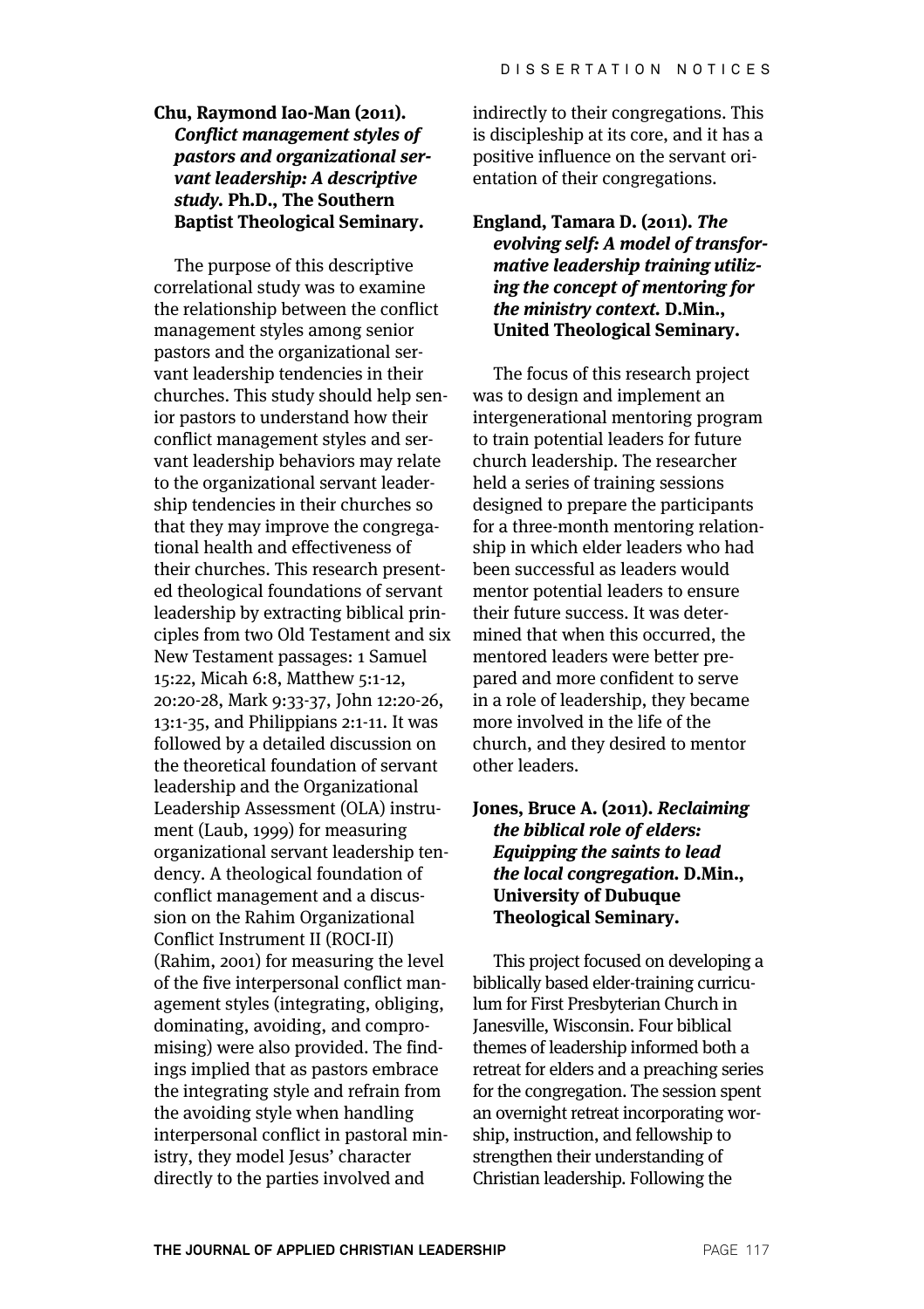**Chu, Raymond Iao-Man (2011). *Conflict management styles of pastors and organizational servant leadership: A descriptive study.* Ph.D., The Southern Baptist Theological Seminary.**

The purpose of this descriptive correlational study was to examine the relationship between the conflict management styles among senior pastors and the organizational servant leadership tendencies in their churches. This study should help senior pastors to understand how their conflict management styles and servant leadership behaviors may relate to the organizational servant leadership tendencies in their churches so that they may improve the congregational health and effectiveness of their churches. This research presented theological foundations of servant leadership by extracting biblical principles from two Old Testament and six New Testament passages: 1 Samuel 15:22, Micah 6:8, Matthew 5:1-12, 20:20-28, Mark 9:33-37, John 12:20-26, 13:1-35, and Philippians 2:1-11. It was followed by a detailed discussion on the theoretical foundation of servant leadership and the Organizational Leadership Assessment (OLA) instrument (Laub, 1999) for measuring organizational servant leadership tendency. A theological foundation of conflict management and a discussion on the Rahim Organizational Conflict Instrument II (ROCI-II) (Rahim, 2001) for measuring the level of the five interpersonal conflict management styles (integrating, obliging, dominating, avoiding, and compromising) were also provided. The findings implied that as pastors embrace the integrating style and refrain from the avoiding style when handling interpersonal conflict in pastoral ministry, they model Jesus' character directly to the parties involved and indirectly to their congregations. This is discipleship at its core, and it has a positive influence on the servant orientation of their congregations.

**England, Tamara D. (2011). *The evolving self: A model of transformative leadership training utilizing the concept of mentoring for the ministry context.* D.Min., United Theological Seminary.**

The focus of this research project was to design and implement an intergenerational mentoring program to train potential leaders for future church leadership. The researcher held a series of training sessions designed to prepare the participants for a three-month mentoring relationship in which elder leaders who had been successful as leaders would mentor potential leaders to ensure their future success. It was determined that when this occurred, the mentored leaders were better prepared and more confident to serve in a role of leadership, they became more involved in the life of the church, and they desired to mentor other leaders.

**Jones, Bruce A. (2011). *Reclaiming the biblical role of elders: Equipping the saints to lead the local congregation.* D.Min., University of Dubuque Theological Seminary.**

This project focused on developing a biblically based elder-training curriculum for First Presbyterian Church in Janesville, Wisconsin. Four biblical themes of leadership informed both a retreat for elders and a preaching series for the congregation. The session spent an overnight retreat incorporating worship, instruction, and fellowship to strengthen their understanding of Christian leadership. Following the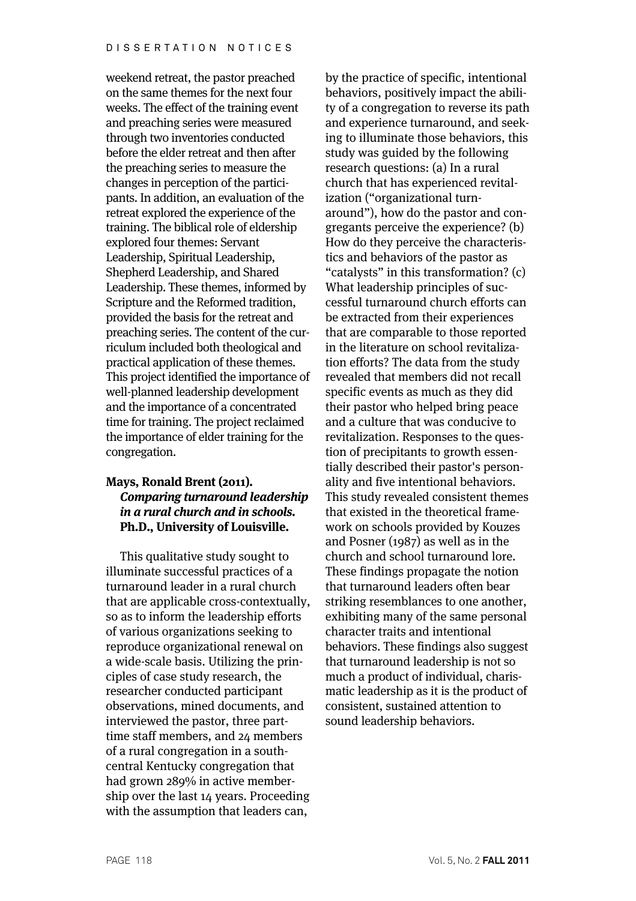weekend retreat, the pastor preached on the same themes for the next four weeks. The effect of the training event and preaching series were measured through two inventories conducted before the elder retreat and then after the preaching series to measure the changes in perception of the participants. In addition, an evaluation of the retreat explored the experience of the training. The biblical role of eldership explored four themes: Servant Leadership, Spiritual Leadership, Shepherd Leadership, and Shared Leadership. These themes, informed by Scripture and the Reformed tradition, provided the basis for the retreat and preaching series. The content of the curriculum included both theological and practical application of these themes. This project identified the importance of well-planned leadership development and the importance of a concentrated time for training. The project reclaimed the importance of elder training for the congregation.

**Mays, Ronald Brent (2011). *Comparing turnaround leadership in a rural church and in schools.* Ph.D., University of Louisville.**

This qualitative study sought to illuminate successful practices of a turnaround leader in a rural church that are applicable cross-contextually, so as to inform the leadership efforts of various organizations seeking to reproduce organizational renewal on a wide-scale basis. Utilizing the principles of case study research, the researcher conducted participant observations, mined documents, and interviewed the pastor, three part-time staff members, and 24 members of a rural congregation in a south-central Kentucky congregation that had grown 289% in active membership over the last 14 years. Proceeding with the assumption that leaders can, by the practice of specific, intentional behaviors, positively impact the ability of a congregation to reverse its path and experience turnaround, and seeking to illuminate those behaviors, this study was guided by the following research questions: (a) In a rural church that has experienced revitalization ("organizational turnaround"), how do the pastor and congregants perceive the experience? (b) How do they perceive the characteristics and behaviors of the pastor as "catalysts" in this transformation? (c) What leadership principles of successful turnaround church efforts can be extracted from their experiences that are comparable to those reported in the literature on school revitalization efforts? The data from the study revealed that members did not recall specific events as much as they did their pastor who helped bring peace and a culture that was conducive to revitalization. Responses to the question of precipitants to growth essentially described their pastor's personality and five intentional behaviors. This study revealed consistent themes that existed in the theoretical framework on schools provided by Kouzes and Posner (1987) as well as in the church and school turnaround lore. These findings propagate the notion that turnaround leaders often bear striking resemblances to one another, exhibiting many of the same personal character traits and intentional behaviors. These findings also suggest that turnaround leadership is not so much a product of individual, charismatic leadership as it is the product of consistent, sustained attention to sound leadership behaviors.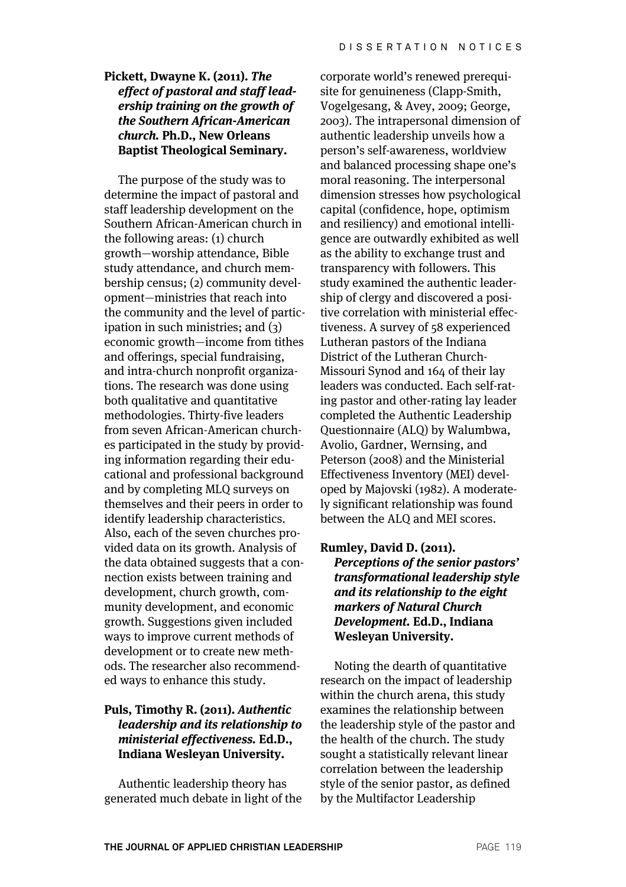**Pickett, Dwayne K. (2011).** ***The effect of pastoral and staff leadership training on the growth of the Southern African-American church.*** **Ph.D., New Orleans Baptist Theological Seminary.**

The purpose of the study was to determine the impact of pastoral and staff leadership development on the Southern African-American church in the following areas: (1) church growth—worship attendance, Bible study attendance, and church membership census; (2) community development—ministries that reach into the community and the level of participation in such ministries; and (3) economic growth—income from tithes and offerings, special fundraising, and intra-church nonprofit organizations. The research was done using both qualitative and quantitative methodologies. Thirty-five leaders from seven African-American churches participated in the study by providing information regarding their educational and professional background and by completing MLQ surveys on themselves and their peers in order to identify leadership characteristics. Also, each of the seven churches provided data on its growth. Analysis of the data obtained suggests that a connection exists between training and development, church growth, community development, and economic growth. Suggestions given included ways to improve current methods of development or to create new methods. The researcher also recommended ways to enhance this study.

**Puls, Timothy R. (2011).** ***Authentic leadership and its relationship to ministerial effectiveness.*** **Ed.D., Indiana Wesleyan University.**

Authentic leadership theory has generated much debate in light of the corporate world's renewed prerequisite for genuineness (Clapp-Smith, Vogelgesang, & Avey, 2009; George, 2003). The intrapersonal dimension of authentic leadership unveils how a person's self-awareness, worldview and balanced processing shape one's moral reasoning. The interpersonal dimension stresses how psychological capital (confidence, hope, optimism and resiliency) and emotional intelligence are outwardly exhibited as well as the ability to exchange trust and transparency with followers. This study examined the authentic leadership of clergy and discovered a positive correlation with ministerial effectiveness. A survey of 58 experienced Lutheran pastors of the Indiana District of the Lutheran Church-Missouri Synod and 164 of their lay leaders was conducted. Each self-rating pastor and other-rating lay leader completed the Authentic Leadership Questionnaire (ALQ) by Walumbwa, Avolio, Gardner, Wernsing, and Peterson (2008) and the Ministerial Effectiveness Inventory (MEI) developed by Majovski (1982). A moderately significant relationship was found between the ALQ and MEI scores.

**Rumley, David D. (2011).** ***Perceptions of the senior pastors' transformational leadership style and its relationship to the eight markers of Natural Church Development.*** **Ed.D., Indiana Wesleyan University.**

Noting the dearth of quantitative research on the impact of leadership within the church arena, this study examines the relationship between the leadership style of the pastor and the health of the church. The study sought a statistically relevant linear correlation between the leadership style of the senior pastor, as defined by the Multifactor Leadership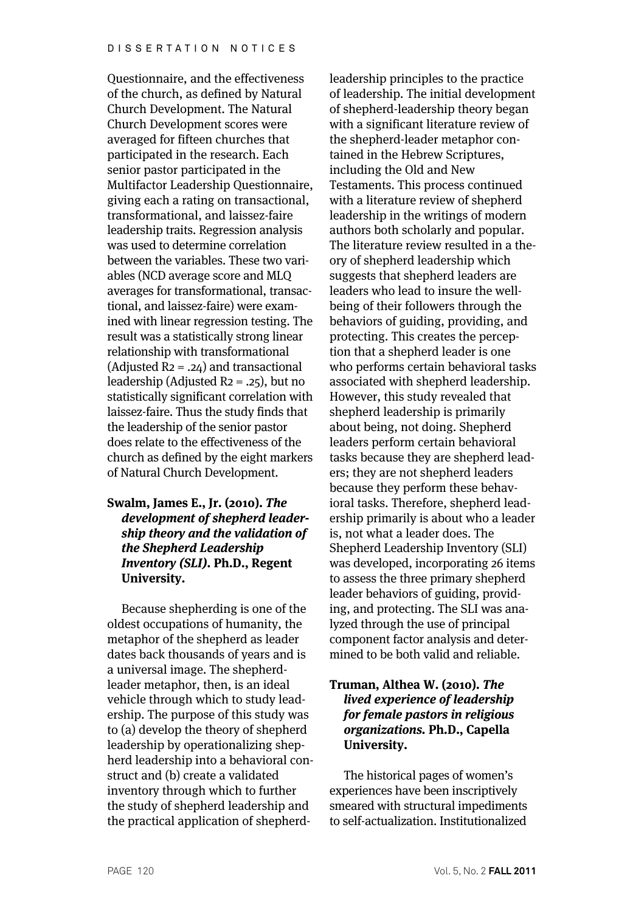Questionnaire, and the effectiveness of the church, as defined by Natural Church Development. The Natural Church Development scores were averaged for fifteen churches that participated in the research. Each senior pastor participated in the Multifactor Leadership Questionnaire, giving each a rating on transactional, transformational, and laissez-faire leadership traits. Regression analysis was used to determine correlation between the variables. These two variables (NCD average score and MLQ averages for transformational, transactional, and laissez-faire) were examined with linear regression testing. The result was a statistically strong linear relationship with transformational (Adjusted $R^2 = .24$) and transactional leadership (Adjusted $R^2 = .25$), but no statistically significant correlation with laissez-faire. Thus the study finds that the leadership of the senior pastor does relate to the effectiveness of the church as defined by the eight markers of Natural Church Development.

**Swalm, James E., Jr. (2010). *The development of shepherd leadership theory and the validation of the Shepherd Leadership Inventory (SLI)*. Ph.D., Regent University.**

Because shepherding is one of the oldest occupations of humanity, the metaphor of the shepherd as leader dates back thousands of years and is a universal image. The shepherd-leader metaphor, then, is an ideal vehicle through which to study leadership. The purpose of this study was to (a) develop the theory of shepherd leadership by operationalizing shepherd leadership into a behavioral construct and (b) create a validated inventory through which to further the study of shepherd leadership and the practical application of shepherd-leadership principles to the practice of leadership. The initial development of shepherd-leadership theory began with a significant literature review of the shepherd-leader metaphor contained in the Hebrew Scriptures, including the Old and New Testaments. This process continued with a literature review of shepherd leadership in the writings of modern authors both scholarly and popular. The literature review resulted in a theory of shepherd leadership which suggests that shepherd leaders are leaders who lead to insure the well-being of their followers through the behaviors of guiding, providing, and protecting. This creates the perception that a shepherd leader is one who performs certain behavioral tasks associated with shepherd leadership. However, this study revealed that shepherd leadership is primarily about being, not doing. Shepherd leaders perform certain behavioral tasks because they are shepherd leaders; they are not shepherd leaders because they perform these behavioral tasks. Therefore, shepherd leadership primarily is about who a leader is, not what a leader does. The Shepherd Leadership Inventory (SLI) was developed, incorporating 26 items to assess the three primary shepherd leader behaviors of guiding, providing, and protecting. The SLI was analyzed through the use of principal component factor analysis and determined to be both valid and reliable.

**Truman, Althea W. (2010). *The lived experience of leadership for female pastors in religious organizations*. Ph.D., Capella University.**

The historical pages of women's experiences have been inscriptively smeared with structural impediments to self-actualization. Institutionalized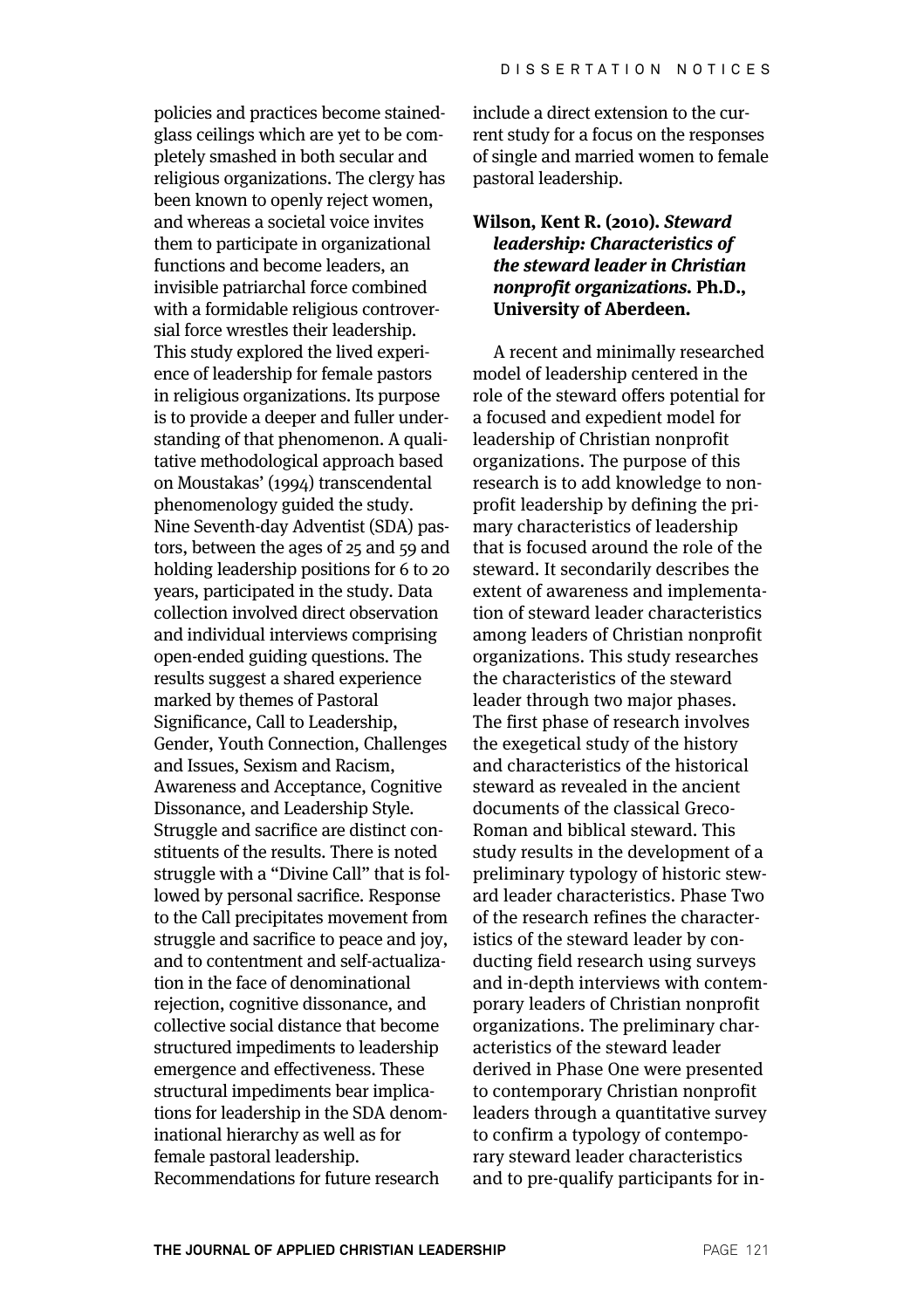policies and practices become stained-glass ceilings which are yet to be completely smashed in both secular and religious organizations. The clergy has been known to openly reject women, and whereas a societal voice invites them to participate in organizational functions and become leaders, an invisible patriarchal force combined with a formidable religious controversial force wrestles their leadership. This study explored the lived experience of leadership for female pastors in religious organizations. Its purpose is to provide a deeper and fuller understanding of that phenomenon. A qualitative methodological approach based on Moustakas' (1994) transcendental phenomenology guided the study. Nine Seventh-day Adventist (SDA) pastors, between the ages of 25 and 59 and holding leadership positions for 6 to 20 years, participated in the study. Data collection involved direct observation and individual interviews comprising open-ended guiding questions. The results suggest a shared experience marked by themes of Pastoral Significance, Call to Leadership, Gender, Youth Connection, Challenges and Issues, Sexism and Racism, Awareness and Acceptance, Cognitive Dissonance, and Leadership Style. Struggle and sacrifice are distinct constituents of the results. There is noted struggle with a "Divine Call" that is followed by personal sacrifice. Response to the Call precipitates movement from struggle and sacrifice to peace and joy, and to contentment and self-actualization in the face of denominational rejection, cognitive dissonance, and collective social distance that become structured impediments to leadership emergence and effectiveness. These structural impediments bear implications for leadership in the SDA denominational hierarchy as well as for female pastoral leadership. Recommendations for future research include a direct extension to the current study for a focus on the responses of single and married women to female pastoral leadership.

**Wilson, Kent R. (2010). *Steward leadership: Characteristics of the steward leader in Christian nonprofit organizations.* Ph.D., University of Aberdeen.**

A recent and minimally researched model of leadership centered in the role of the steward offers potential for a focused and expedient model for leadership of Christian nonprofit organizations. The purpose of this research is to add knowledge to nonprofit leadership by defining the primary characteristics of leadership that is focused around the role of the steward. It secondarily describes the extent of awareness and implementation of steward leader characteristics among leaders of Christian nonprofit organizations. This study researches the characteristics of the steward leader through two major phases. The first phase of research involves the exegetical study of the history and characteristics of the historical steward as revealed in the ancient documents of the classical Greco-Roman and biblical steward. This study results in the development of a preliminary typology of historic steward leader characteristics. Phase Two of the research refines the characteristics of the steward leader by conducting field research using surveys and in-depth interviews with contemporary leaders of Christian nonprofit organizations. The preliminary characteristics of the steward leader derived in Phase One were presented to contemporary Christian nonprofit leaders through a quantitative survey to confirm a typology of contemporary steward leader characteristics and to pre-qualify participants for in-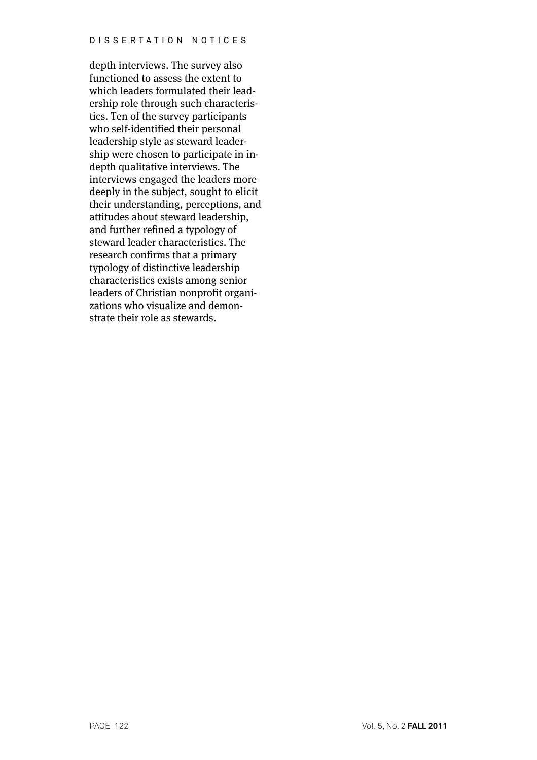depth interviews. The survey also functioned to assess the extent to which leaders formulated their leadership role through such characteristics. Ten of the survey participants who self-identified their personal leadership style as steward leadership were chosen to participate in in-depth qualitative interviews. The interviews engaged the leaders more deeply in the subject, sought to elicit their understanding, perceptions, and attitudes about steward leadership, and further refined a typology of steward leader characteristics. The research confirms that a primary typology of distinctive leadership characteristics exists among senior leaders of Christian nonprofit organizations who visualize and demonstrate their role as stewards.